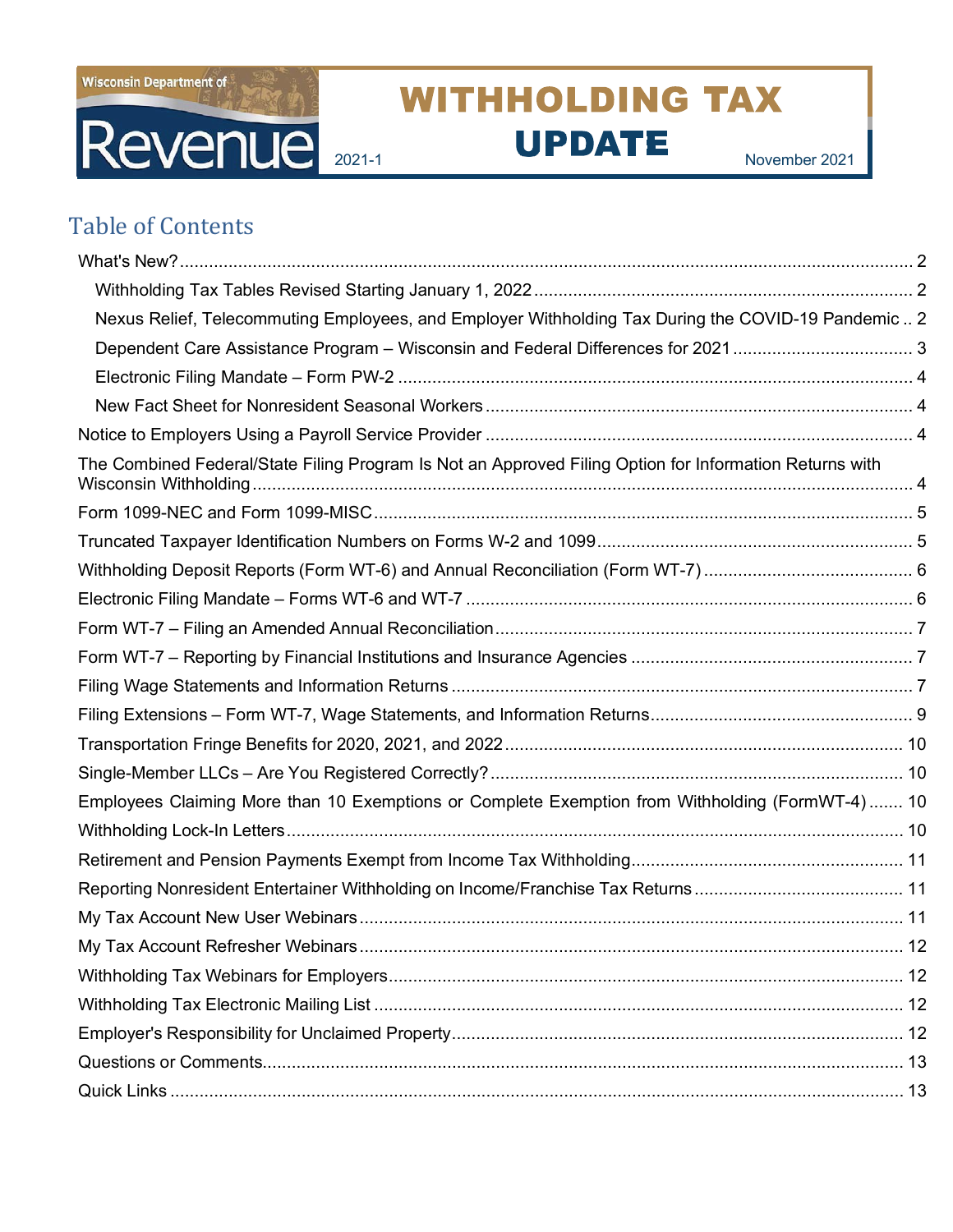Wisconsin Department of Revenue

# WITHHOLDING TAX UPDATE

2021-1

November 2021

## Table of Contents

- What's New? ... 2
  - Withholding Tax Tables Revised Starting January 1, 2022 ... 2
  - Nexus Relief, Telecommuting Employees, and Employer Withholding Tax During the COVID-19 Pandemic .. 2
  - Dependent Care Assistance Program – Wisconsin and Federal Differences for 2021 ... 3
  - Electronic Filing Mandate – Form PW-2 ... 4
  - New Fact Sheet for Nonresident Seasonal Workers ... 4
- Notice to Employers Using a Payroll Service Provider ... 4
- The Combined Federal/State Filing Program Is Not an Approved Filing Option for Information Returns with Wisconsin Withholding ... 4
- Form 1099-NEC and Form 1099-MISC ... 5
- Truncated Taxpayer Identification Numbers on Forms W-2 and 1099 ... 5
- Withholding Deposit Reports (Form WT-6) and Annual Reconciliation (Form WT-7) ... 6
- Electronic Filing Mandate – Forms WT-6 and WT-7 ... 6
- Form WT-7 – Filing an Amended Annual Reconciliation ... 7
- Form WT-7 – Reporting by Financial Institutions and Insurance Agencies ... 7
- Filing Wage Statements and Information Returns ... 7
- Filing Extensions – Form WT-7, Wage Statements, and Information Returns ... 9
- Transportation Fringe Benefits for 2020, 2021, and 2022 ... 10
- Single-Member LLCs – Are You Registered Correctly? ... 10
- Employees Claiming More than 10 Exemptions or Complete Exemption from Withholding (FormWT-4) ... 10
- Withholding Lock-In Letters ... 10
- Retirement and Pension Payments Exempt from Income Tax Withholding ... 11
- Reporting Nonresident Entertainer Withholding on Income/Franchise Tax Returns ... 11
- My Tax Account New User Webinars ... 11
- My Tax Account Refresher Webinars ... 12
- Withholding Tax Webinars for Employers ... 12
- Withholding Tax Electronic Mailing List ... 12
- Employer's Responsibility for Unclaimed Property ... 12
- Questions or Comments ... 13
- Quick Links ... 13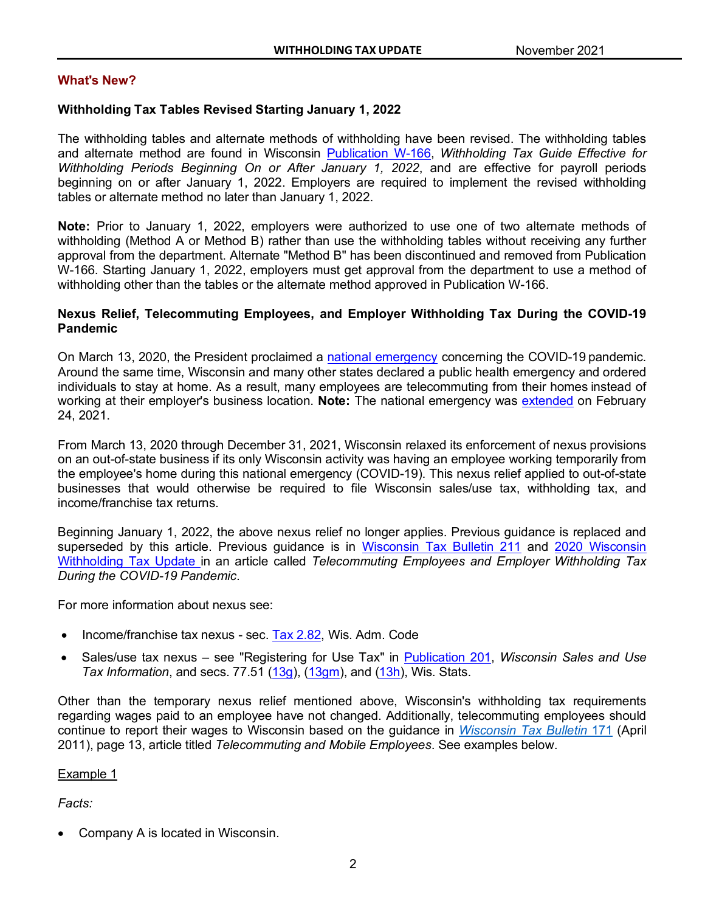## What's New?

### Withholding Tax Tables Revised Starting January 1, 2022

The withholding tables and alternate methods of withholding have been revised. The withholding tables and alternate method are found in Wisconsin Publication W-166, *Withholding Tax Guide Effective for Withholding Periods Beginning On or After January 1, 2022*, and are effective for payroll periods beginning on or after January 1, 2022. Employers are required to implement the revised withholding tables or alternate method no later than January 1, 2022.

**Note:** Prior to January 1, 2022, employers were authorized to use one of two alternate methods of withholding (Method A or Method B) rather than use the withholding tables without receiving any further approval from the department. Alternate "Method B" has been discontinued and removed from Publication W-166. Starting January 1, 2022, employers must get approval from the department to use a method of withholding other than the tables or the alternate method approved in Publication W-166.

### Nexus Relief, Telecommuting Employees, and Employer Withholding Tax During the COVID-19 Pandemic

On March 13, 2020, the President proclaimed a national emergency concerning the COVID-19 pandemic. Around the same time, Wisconsin and many other states declared a public health emergency and ordered individuals to stay at home. As a result, many employees are telecommuting from their homes instead of working at their employer's business location. **Note:** The national emergency was extended on February 24, 2021.

From March 13, 2020 through December 31, 2021, Wisconsin relaxed its enforcement of nexus provisions on an out-of-state business if its only Wisconsin activity was having an employee working temporarily from the employee's home during this national emergency (COVID-19). This nexus relief applied to out-of-state businesses that would otherwise be required to file Wisconsin sales/use tax, withholding tax, and income/franchise tax returns.

Beginning January 1, 2022, the above nexus relief no longer applies. Previous guidance is replaced and superseded by this article. Previous guidance is in Wisconsin Tax Bulletin 211 and 2020 Wisconsin Withholding Tax Update in an article called *Telecommuting Employees and Employer Withholding Tax During the COVID-19 Pandemic*.

For more information about nexus see:

- Income/franchise tax nexus - sec. Tax 2.82, Wis. Adm. Code
- Sales/use tax nexus – see "Registering for Use Tax" in Publication 201, *Wisconsin Sales and Use Tax Information*, and secs. 77.51 (13g), (13gm), and (13h), Wis. Stats.

Other than the temporary nexus relief mentioned above, Wisconsin's withholding tax requirements regarding wages paid to an employee have not changed. Additionally, telecommuting employees should continue to report their wages to Wisconsin based on the guidance in *Wisconsin Tax Bulletin 171* (April 2011), page 13, article titled *Telecommuting and Mobile Employees*. See examples below.

Example 1

*Facts:*

- Company A is located in Wisconsin.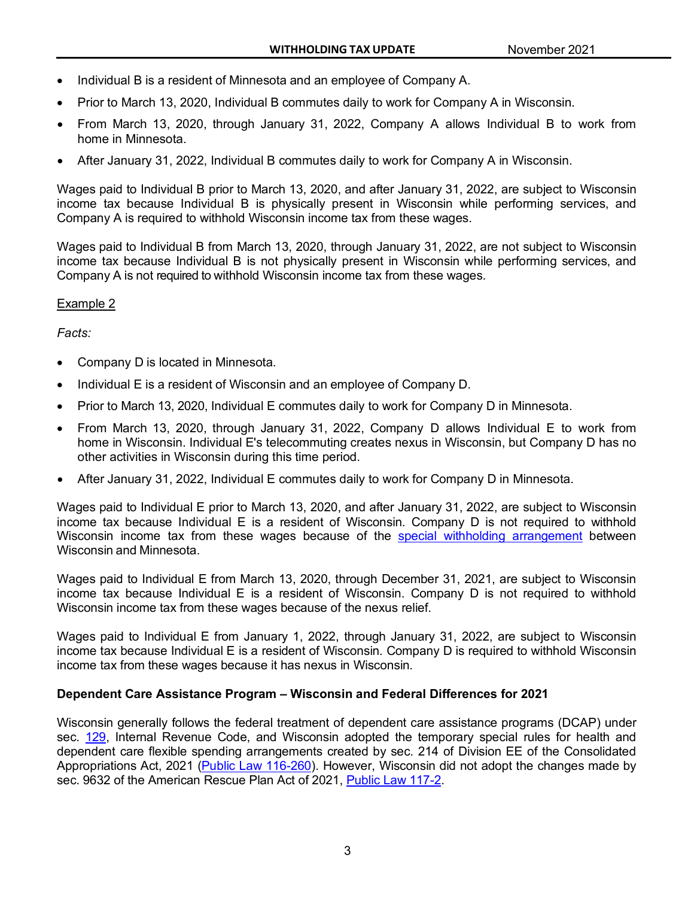- Individual B is a resident of Minnesota and an employee of Company A.
- Prior to March 13, 2020, Individual B commutes daily to work for Company A in Wisconsin.
- From March 13, 2020, through January 31, 2022, Company A allows Individual B to work from home in Minnesota.
- After January 31, 2022, Individual B commutes daily to work for Company A in Wisconsin.

Wages paid to Individual B prior to March 13, 2020, and after January 31, 2022, are subject to Wisconsin income tax because Individual B is physically present in Wisconsin while performing services, and Company A is required to withhold Wisconsin income tax from these wages.

Wages paid to Individual B from March 13, 2020, through January 31, 2022, are not subject to Wisconsin income tax because Individual B is not physically present in Wisconsin while performing services, and Company A is not required to withhold Wisconsin income tax from these wages.

Example 2

*Facts:*

- Company D is located in Minnesota.
- Individual E is a resident of Wisconsin and an employee of Company D.
- Prior to March 13, 2020, Individual E commutes daily to work for Company D in Minnesota.
- From March 13, 2020, through January 31, 2022, Company D allows Individual E to work from home in Wisconsin. Individual E's telecommuting creates nexus in Wisconsin, but Company D has no other activities in Wisconsin during this time period.
- After January 31, 2022, Individual E commutes daily to work for Company D in Minnesota.

Wages paid to Individual E prior to March 13, 2020, and after January 31, 2022, are subject to Wisconsin income tax because Individual E is a resident of Wisconsin. Company D is not required to withhold Wisconsin income tax from these wages because of the special withholding arrangement between Wisconsin and Minnesota.

Wages paid to Individual E from March 13, 2020, through December 31, 2021, are subject to Wisconsin income tax because Individual E is a resident of Wisconsin. Company D is not required to withhold Wisconsin income tax from these wages because of the nexus relief.

Wages paid to Individual E from January 1, 2022, through January 31, 2022, are subject to Wisconsin income tax because Individual E is a resident of Wisconsin. Company D is required to withhold Wisconsin income tax from these wages because it has nexus in Wisconsin.

**Dependent Care Assistance Program – Wisconsin and Federal Differences for 2021**

Wisconsin generally follows the federal treatment of dependent care assistance programs (DCAP) under sec. 129, Internal Revenue Code, and Wisconsin adopted the temporary special rules for health and dependent care flexible spending arrangements created by sec. 214 of Division EE of the Consolidated Appropriations Act, 2021 (Public Law 116-260). However, Wisconsin did not adopt the changes made by sec. 9632 of the American Rescue Plan Act of 2021, Public Law 117-2.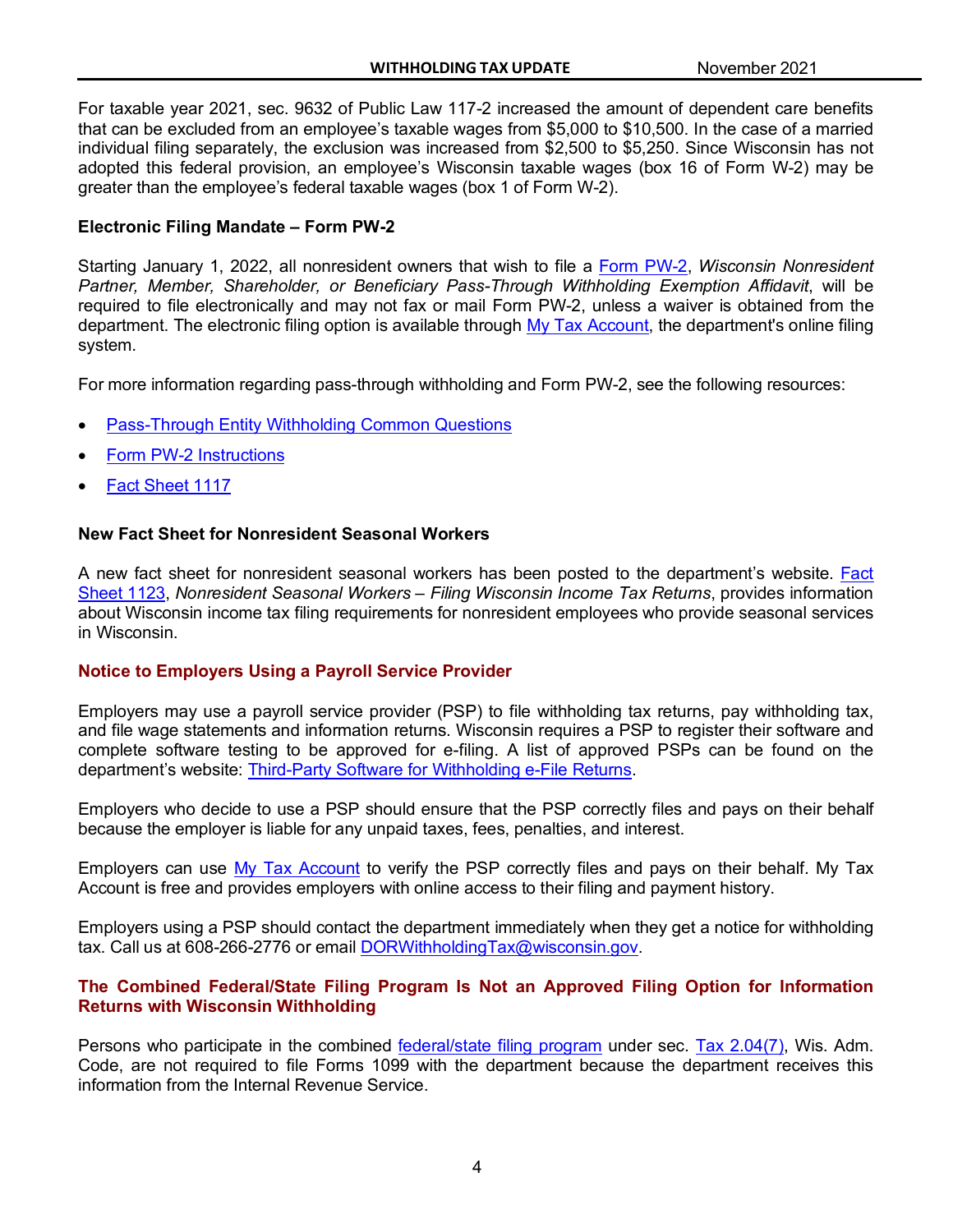For taxable year 2021, sec. 9632 of Public Law 117-2 increased the amount of dependent care benefits that can be excluded from an employee's taxable wages from $5,000 to $10,500. In the case of a married individual filing separately, the exclusion was increased from $2,500 to $5,250. Since Wisconsin has not adopted this federal provision, an employee's Wisconsin taxable wages (box 16 of Form W-2) may be greater than the employee's federal taxable wages (box 1 of Form W-2).

### Electronic Filing Mandate – Form PW-2

Starting January 1, 2022, all nonresident owners that wish to file a Form PW-2, *Wisconsin Nonresident Partner, Member, Shareholder, or Beneficiary Pass-Through Withholding Exemption Affidavit*, will be required to file electronically and may not fax or mail Form PW-2, unless a waiver is obtained from the department. The electronic filing option is available through My Tax Account, the department's online filing system.

For more information regarding pass-through withholding and Form PW-2, see the following resources:

- Pass-Through Entity Withholding Common Questions
- Form PW-2 Instructions
- Fact Sheet 1117

### New Fact Sheet for Nonresident Seasonal Workers

A new fact sheet for nonresident seasonal workers has been posted to the department's website. Fact Sheet 1123, *Nonresident Seasonal Workers – Filing Wisconsin Income Tax Returns*, provides information about Wisconsin income tax filing requirements for nonresident employees who provide seasonal services in Wisconsin.

### Notice to Employers Using a Payroll Service Provider

Employers may use a payroll service provider (PSP) to file withholding tax returns, pay withholding tax, and file wage statements and information returns. Wisconsin requires a PSP to register their software and complete software testing to be approved for e-filing. A list of approved PSPs can be found on the department's website: Third-Party Software for Withholding e-File Returns.

Employers who decide to use a PSP should ensure that the PSP correctly files and pays on their behalf because the employer is liable for any unpaid taxes, fees, penalties, and interest.

Employers can use My Tax Account to verify the PSP correctly files and pays on their behalf. My Tax Account is free and provides employers with online access to their filing and payment history.

Employers using a PSP should contact the department immediately when they get a notice for withholding tax. Call us at 608-266-2776 or email DORWithholdingTax@wisconsin.gov.

### The Combined Federal/State Filing Program Is Not an Approved Filing Option for Information Returns with Wisconsin Withholding

Persons who participate in the combined federal/state filing program under sec. Tax 2.04(7), Wis. Adm. Code, are not required to file Forms 1099 with the department because the department receives this information from the Internal Revenue Service.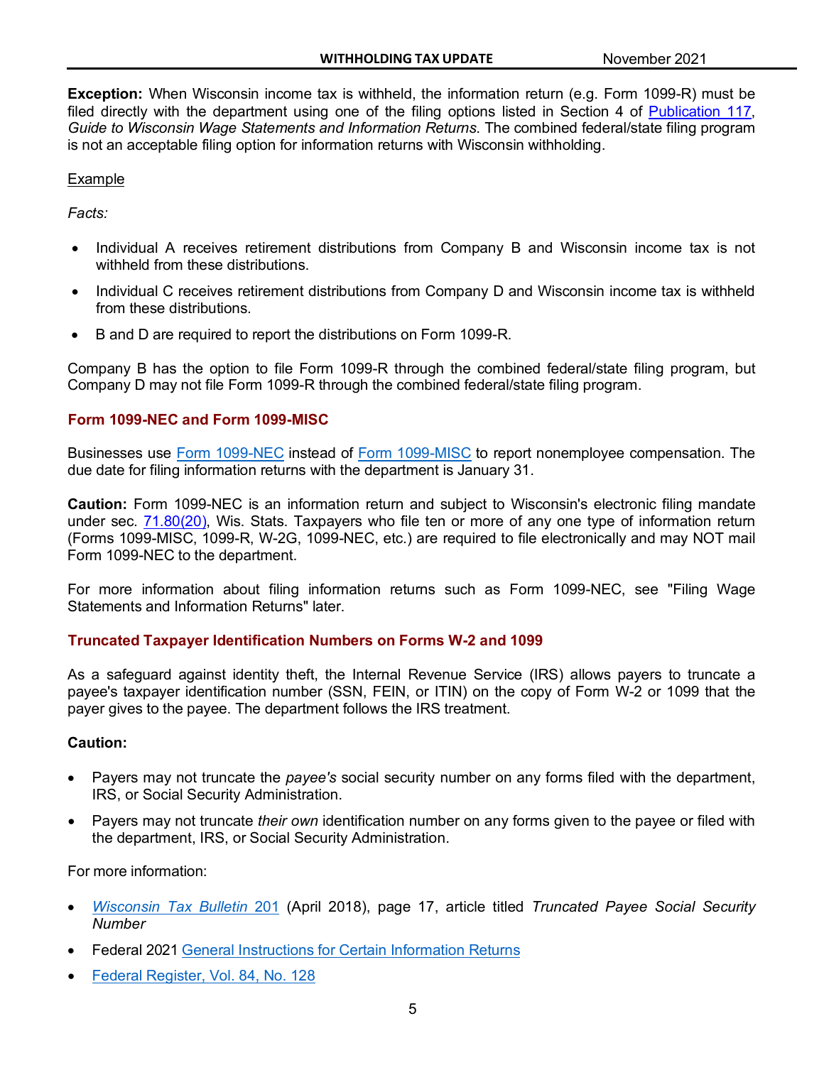**Exception:** When Wisconsin income tax is withheld, the information return (e.g. Form 1099-R) must be filed directly with the department using one of the filing options listed in Section 4 of Publication 117, *Guide to Wisconsin Wage Statements and Information Returns*. The combined federal/state filing program is not an acceptable filing option for information returns with Wisconsin withholding.

Example

*Facts:*

- Individual A receives retirement distributions from Company B and Wisconsin income tax is not withheld from these distributions.
- Individual C receives retirement distributions from Company D and Wisconsin income tax is withheld from these distributions.
- B and D are required to report the distributions on Form 1099-R.

Company B has the option to file Form 1099-R through the combined federal/state filing program, but Company D may not file Form 1099-R through the combined federal/state filing program.

### Form 1099-NEC and Form 1099-MISC

Businesses use Form 1099-NEC instead of Form 1099-MISC to report nonemployee compensation. The due date for filing information returns with the department is January 31.

**Caution:** Form 1099-NEC is an information return and subject to Wisconsin's electronic filing mandate under sec. 71.80(20), Wis. Stats. Taxpayers who file ten or more of any one type of information return (Forms 1099-MISC, 1099-R, W-2G, 1099-NEC, etc.) are required to file electronically and may NOT mail Form 1099-NEC to the department.

For more information about filing information returns such as Form 1099-NEC, see "Filing Wage Statements and Information Returns" later.

### Truncated Taxpayer Identification Numbers on Forms W-2 and 1099

As a safeguard against identity theft, the Internal Revenue Service (IRS) allows payers to truncate a payee's taxpayer identification number (SSN, FEIN, or ITIN) on the copy of Form W-2 or 1099 that the payer gives to the payee. The department follows the IRS treatment.

**Caution:**

- Payers may not truncate the *payee's* social security number on any forms filed with the department, IRS, or Social Security Administration.
- Payers may not truncate *their own* identification number on any forms given to the payee or filed with the department, IRS, or Social Security Administration.

For more information:

- *Wisconsin Tax Bulletin* 201 (April 2018), page 17, article titled *Truncated Payee Social Security Number*
- Federal 2021 General Instructions for Certain Information Returns
- Federal Register, Vol. 84, No. 128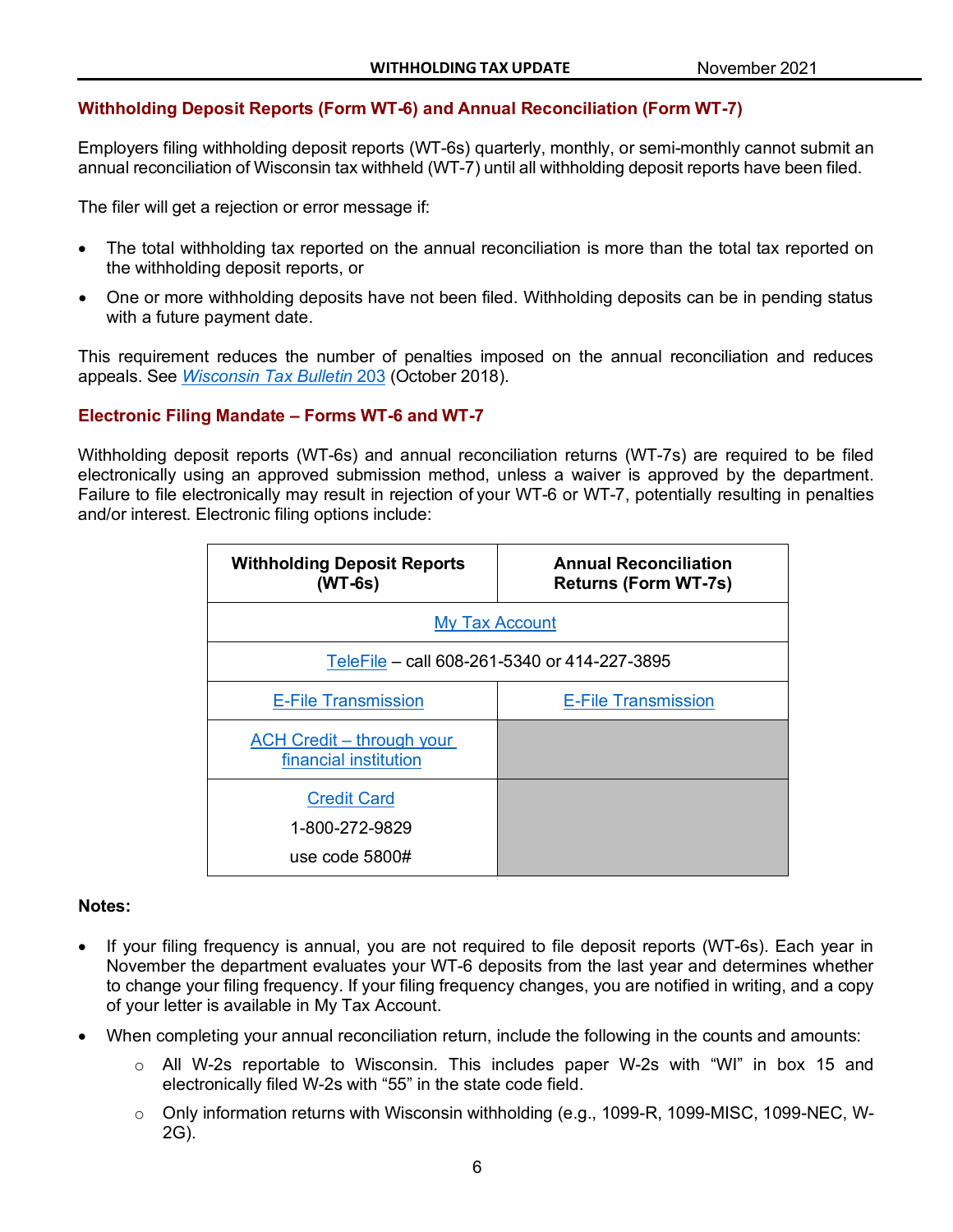## Withholding Deposit Reports (Form WT-6) and Annual Reconciliation (Form WT-7)

Employers filing withholding deposit reports (WT-6s) quarterly, monthly, or semi-monthly cannot submit an annual reconciliation of Wisconsin tax withheld (WT-7) until all withholding deposit reports have been filed.

The filer will get a rejection or error message if:

- The total withholding tax reported on the annual reconciliation is more than the total tax reported on the withholding deposit reports, or
- One or more withholding deposits have not been filed. Withholding deposits can be in pending status with a future payment date.

This requirement reduces the number of penalties imposed on the annual reconciliation and reduces appeals. See *Wisconsin Tax Bulletin* 203 (October 2018).

## Electronic Filing Mandate – Forms WT-6 and WT-7

Withholding deposit reports (WT-6s) and annual reconciliation returns (WT-7s) are required to be filed electronically using an approved submission method, unless a waiver is approved by the department. Failure to file electronically may result in rejection of your WT-6 or WT-7, potentially resulting in penalties and/or interest. Electronic filing options include:

| Withholding Deposit Reports (WT-6s) | Annual Reconciliation Returns (Form WT-7s) |
|---|---|
| My Tax Account | |
| TeleFile – call 608-261-5340 or 414-227-3895 | |
| E-File Transmission | E-File Transmission |
| ACH Credit – through your financial institution | |
| Credit Card<br>1-800-272-9829<br>use code 5800# | |

**Notes:**

- If your filing frequency is annual, you are not required to file deposit reports (WT-6s). Each year in November the department evaluates your WT-6 deposits from the last year and determines whether to change your filing frequency. If your filing frequency changes, you are notified in writing, and a copy of your letter is available in My Tax Account.
- When completing your annual reconciliation return, include the following in the counts and amounts:
  - All W-2s reportable to Wisconsin. This includes paper W-2s with "WI" in box 15 and electronically filed W-2s with "55" in the state code field.
  - Only information returns with Wisconsin withholding (e.g., 1099-R, 1099-MISC, 1099-NEC, W-2G).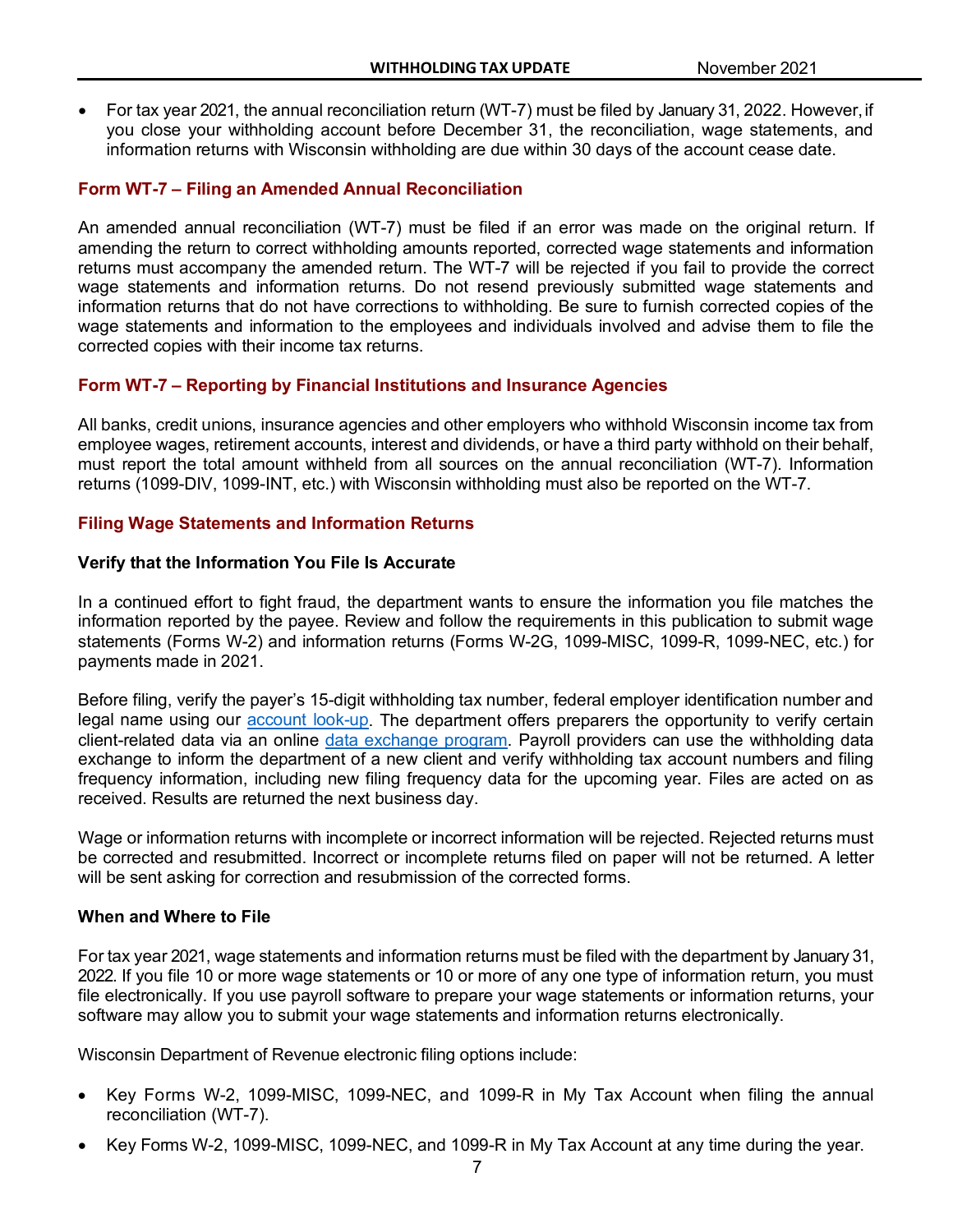- For tax year 2021, the annual reconciliation return (WT-7) must be filed by January 31, 2022. However, if you close your withholding account before December 31, the reconciliation, wage statements, and information returns with Wisconsin withholding are due within 30 days of the account cease date.

## Form WT-7 – Filing an Amended Annual Reconciliation

An amended annual reconciliation (WT-7) must be filed if an error was made on the original return. If amending the return to correct withholding amounts reported, corrected wage statements and information returns must accompany the amended return. The WT-7 will be rejected if you fail to provide the correct wage statements and information returns. Do not resend previously submitted wage statements and information returns that do not have corrections to withholding. Be sure to furnish corrected copies of the wage statements and information to the employees and individuals involved and advise them to file the corrected copies with their income tax returns.

## Form WT-7 – Reporting by Financial Institutions and Insurance Agencies

All banks, credit unions, insurance agencies and other employers who withhold Wisconsin income tax from employee wages, retirement accounts, interest and dividends, or have a third party withhold on their behalf, must report the total amount withheld from all sources on the annual reconciliation (WT-7). Information returns (1099-DIV, 1099-INT, etc.) with Wisconsin withholding must also be reported on the WT-7.

## Filing Wage Statements and Information Returns

### Verify that the Information You File Is Accurate

In a continued effort to fight fraud, the department wants to ensure the information you file matches the information reported by the payee. Review and follow the requirements in this publication to submit wage statements (Forms W-2) and information returns (Forms W-2G, 1099-MISC, 1099-R, 1099-NEC, etc.) for payments made in 2021.

Before filing, verify the payer's 15-digit withholding tax number, federal employer identification number and legal name using our account look-up. The department offers preparers the opportunity to verify certain client-related data via an online data exchange program. Payroll providers can use the withholding data exchange to inform the department of a new client and verify withholding tax account numbers and filing frequency information, including new filing frequency data for the upcoming year. Files are acted on as received. Results are returned the next business day.

Wage or information returns with incomplete or incorrect information will be rejected. Rejected returns must be corrected and resubmitted. Incorrect or incomplete returns filed on paper will not be returned. A letter will be sent asking for correction and resubmission of the corrected forms.

### When and Where to File

For tax year 2021, wage statements and information returns must be filed with the department by January 31, 2022. If you file 10 or more wage statements or 10 or more of any one type of information return, you must file electronically. If you use payroll software to prepare your wage statements or information returns, your software may allow you to submit your wage statements and information returns electronically.

Wisconsin Department of Revenue electronic filing options include:

- Key Forms W-2, 1099-MISC, 1099-NEC, and 1099-R in My Tax Account when filing the annual reconciliation (WT-7).
- Key Forms W-2, 1099-MISC, 1099-NEC, and 1099-R in My Tax Account at any time during the year.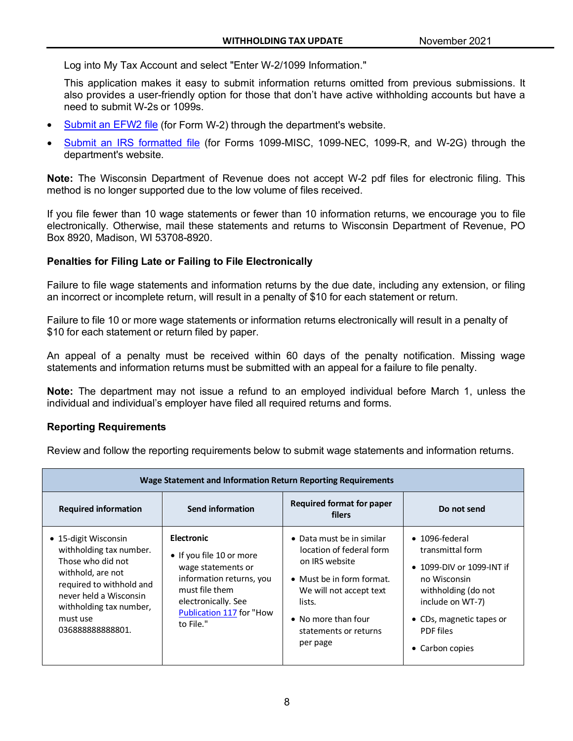Log into My Tax Account and select "Enter W-2/1099 Information."

This application makes it easy to submit information returns omitted from previous submissions. It also provides a user-friendly option for those that don't have active withholding accounts but have a need to submit W-2s or 1099s.

- Submit an EFW2 file (for Form W-2) through the department's website.
- Submit an IRS formatted file (for Forms 1099-MISC, 1099-NEC, 1099-R, and W-2G) through the department's website.

**Note:** The Wisconsin Department of Revenue does not accept W-2 pdf files for electronic filing. This method is no longer supported due to the low volume of files received.

If you file fewer than 10 wage statements or fewer than 10 information returns, we encourage you to file electronically. Otherwise, mail these statements and returns to Wisconsin Department of Revenue, PO Box 8920, Madison, WI 53708-8920.

**Penalties for Filing Late or Failing to File Electronically**

Failure to file wage statements and information returns by the due date, including any extension, or filing an incorrect or incomplete return, will result in a penalty of $10 for each statement or return.

Failure to file 10 or more wage statements or information returns electronically will result in a penalty of $10 for each statement or return filed by paper.

An appeal of a penalty must be received within 60 days of the penalty notification. Missing wage statements and information returns must be submitted with an appeal for a failure to file penalty.

**Note:** The department may not issue a refund to an employed individual before March 1, unless the individual and individual's employer have filed all required returns and forms.

**Reporting Requirements**

Review and follow the reporting requirements below to submit wage statements and information returns.

| Wage Statement and Information Return Reporting Requirements | | | |
|---|---|---|---|
| **Required information** | **Send information** | **Required format for paper filers** | **Do not send** |
| • 15-digit Wisconsin withholding tax number. Those who did not withhold, are not required to withhold and never held a Wisconsin withholding tax number, must use 036888888888801. | **Electronic**<br>• If you file 10 or more wage statements or information returns, you must file them electronically. See Publication 117 for "How to File." | • Data must be in similar location of federal form on IRS website<br>• Must be in form format. We will not accept text lists.<br>• No more than four statements or returns per page | • 1096-federal transmittal form<br>• 1099-DIV or 1099-INT if no Wisconsin withholding (do not include on WT-7)<br>• CDs, magnetic tapes or PDF files<br>• Carbon copies |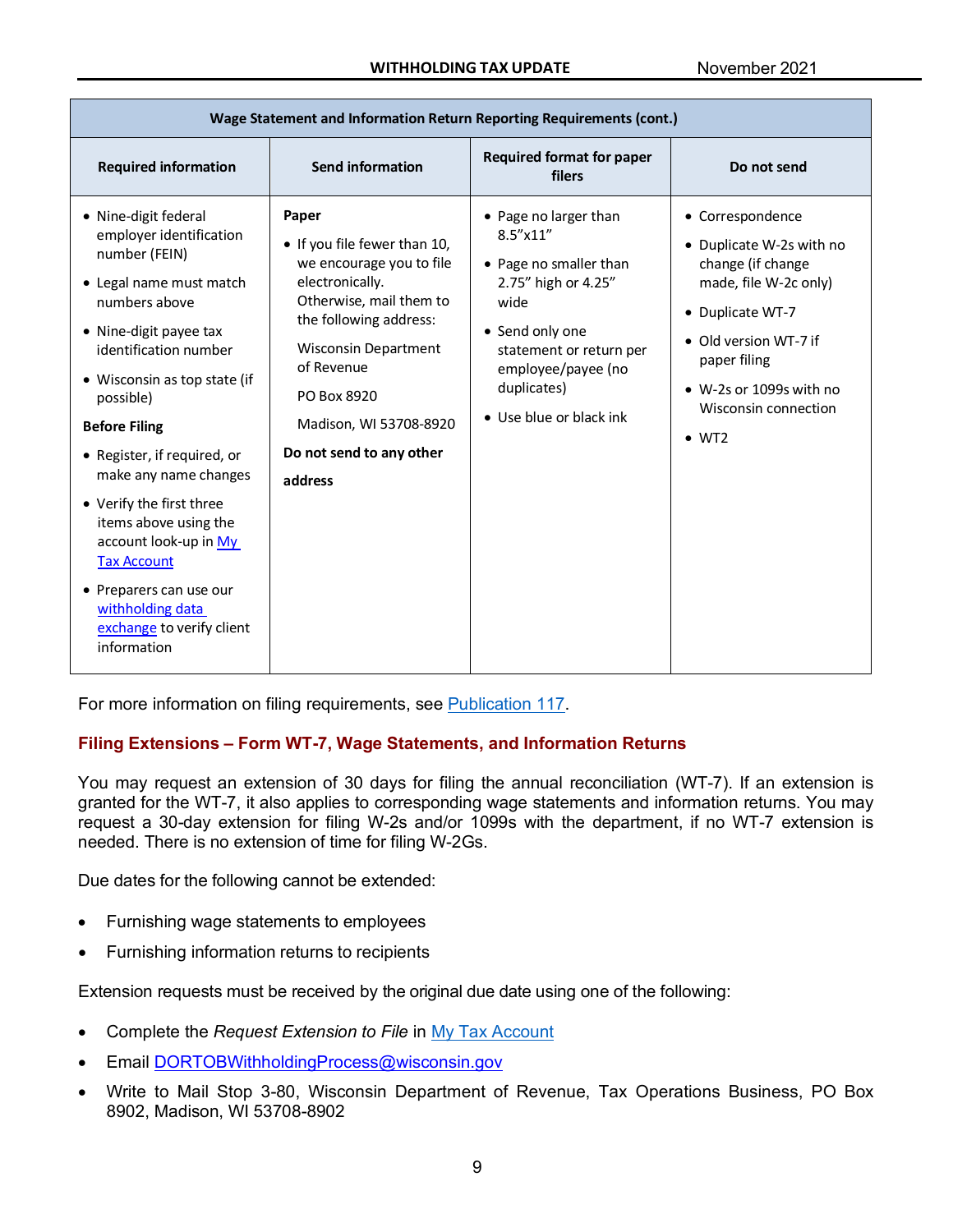| Wage Statement and Information Return Reporting Requirements (cont.) | | | |
|---|---|---|---|
| **Required information** | **Send information** | **Required format for paper filers** | **Do not send** |
| • Nine-digit federal employer identification number (FEIN)<br>• Legal name must match numbers above<br>• Nine-digit payee tax identification number<br>• Wisconsin as top state (if possible)<br>**Before Filing**<br>• Register, if required, or make any name changes<br>• Verify the first three items above using the account look-up in [My Tax Account]<br>• Preparers can use our [withholding data exchange] to verify client information | **Paper**<br>• If you file fewer than 10, we encourage you to file electronically. Otherwise, mail them to the following address:<br>Wisconsin Department of Revenue<br>PO Box 8920<br>Madison, WI 53708-8920<br>**Do not send to any other address** | • Page no larger than 8.5"x11"<br>• Page no smaller than 2.75" high or 4.25" wide<br>• Send only one statement or return per employee/payee (no duplicates)<br>• Use blue or black ink | • Correspondence<br>• Duplicate W-2s with no change (if change made, file W-2c only)<br>• Duplicate WT-7<br>• Old version WT-7 if paper filing<br>• W-2s or 1099s with no Wisconsin connection<br>• WT2 |

For more information on filing requirements, see Publication 117.

### Filing Extensions – Form WT-7, Wage Statements, and Information Returns

You may request an extension of 30 days for filing the annual reconciliation (WT-7). If an extension is granted for the WT-7, it also applies to corresponding wage statements and information returns. You may request a 30-day extension for filing W-2s and/or 1099s with the department, if no WT-7 extension is needed. There is no extension of time for filing W-2Gs.

Due dates for the following cannot be extended:

- Furnishing wage statements to employees
- Furnishing information returns to recipients

Extension requests must be received by the original due date using one of the following:

- Complete the *Request Extension to File* in My Tax Account
- Email DORTOBWithholdingProcess@wisconsin.gov
- Write to Mail Stop 3-80, Wisconsin Department of Revenue, Tax Operations Business, PO Box 8902, Madison, WI 53708-8902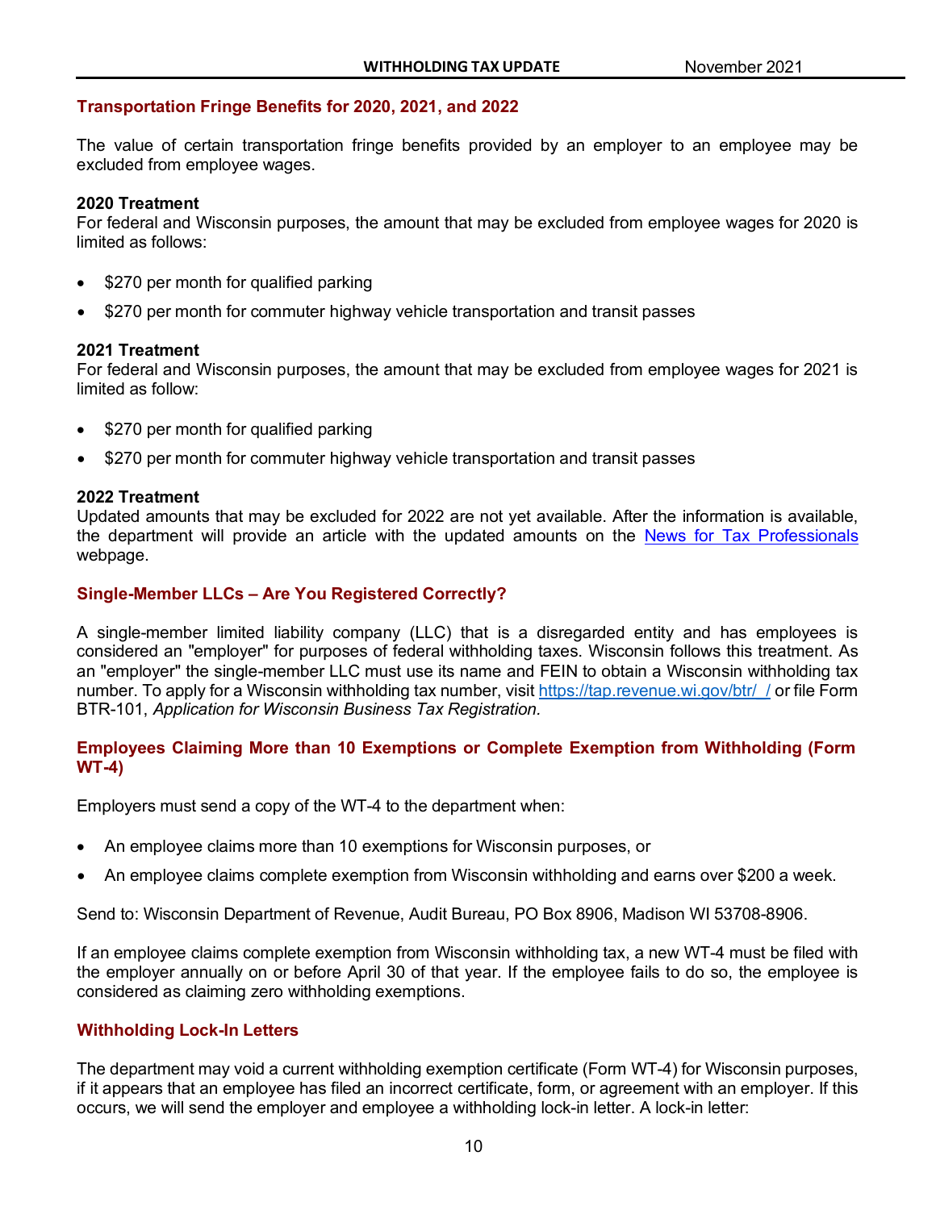## Transportation Fringe Benefits for 2020, 2021, and 2022

The value of certain transportation fringe benefits provided by an employer to an employee may be excluded from employee wages.

**2020 Treatment**
For federal and Wisconsin purposes, the amount that may be excluded from employee wages for 2020 is limited as follows:

- $270 per month for qualified parking
- $270 per month for commuter highway vehicle transportation and transit passes

**2021 Treatment**
For federal and Wisconsin purposes, the amount that may be excluded from employee wages for 2021 is limited as follow:

- $270 per month for qualified parking
- $270 per month for commuter highway vehicle transportation and transit passes

**2022 Treatment**
Updated amounts that may be excluded for 2022 are not yet available. After the information is available, the department will provide an article with the updated amounts on the News for Tax Professionals webpage.

## Single-Member LLCs – Are You Registered Correctly?

A single-member limited liability company (LLC) that is a disregarded entity and has employees is considered an "employer" for purposes of federal withholding taxes. Wisconsin follows this treatment. As an "employer" the single-member LLC must use its name and FEIN to obtain a Wisconsin withholding tax number. To apply for a Wisconsin withholding tax number, visit https://tap.revenue.wi.gov/btr/_/ or file Form BTR-101, *Application for Wisconsin Business Tax Registration.*

## Employees Claiming More than 10 Exemptions or Complete Exemption from Withholding (Form WT-4)

Employers must send a copy of the WT-4 to the department when:

- An employee claims more than 10 exemptions for Wisconsin purposes, or
- An employee claims complete exemption from Wisconsin withholding and earns over $200 a week.

Send to: Wisconsin Department of Revenue, Audit Bureau, PO Box 8906, Madison WI 53708-8906.

If an employee claims complete exemption from Wisconsin withholding tax, a new WT-4 must be filed with the employer annually on or before April 30 of that year. If the employee fails to do so, the employee is considered as claiming zero withholding exemptions.

## Withholding Lock-In Letters

The department may void a current withholding exemption certificate (Form WT-4) for Wisconsin purposes, if it appears that an employee has filed an incorrect certificate, form, or agreement with an employer. If this occurs, we will send the employer and employee a withholding lock-in letter. A lock-in letter: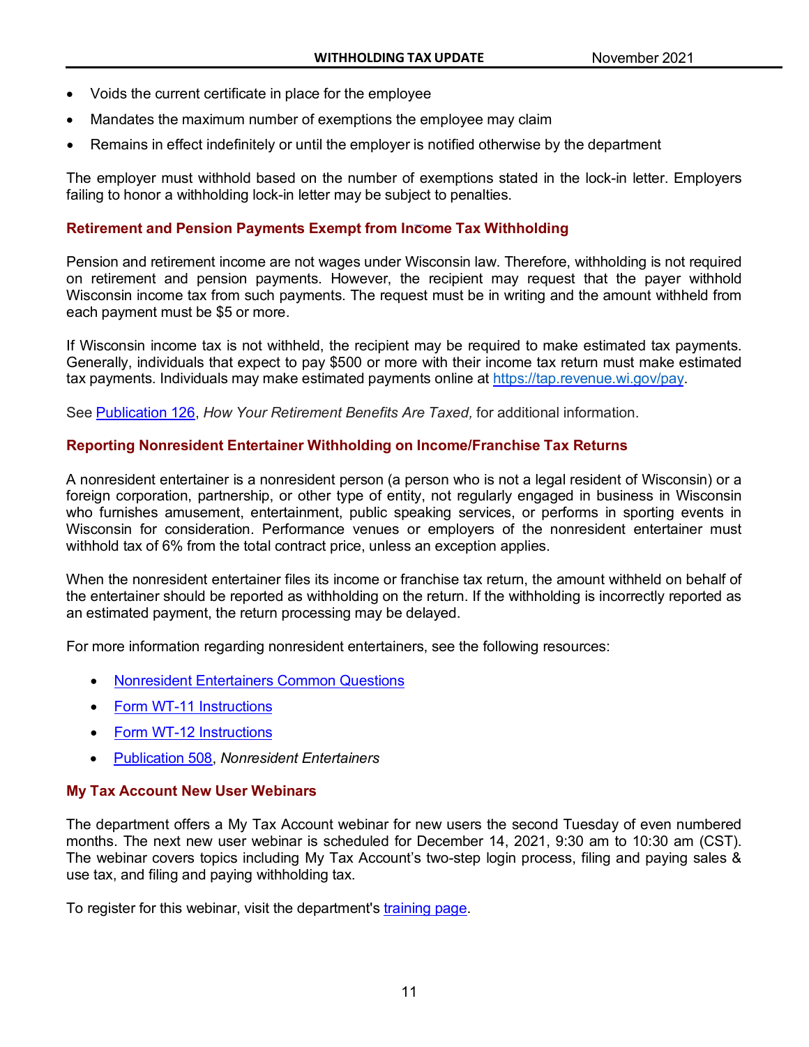- Voids the current certificate in place for the employee
- Mandates the maximum number of exemptions the employee may claim
- Remains in effect indefinitely or until the employer is notified otherwise by the department

The employer must withhold based on the number of exemptions stated in the lock-in letter. Employers failing to honor a withholding lock-in letter may be subject to penalties.

### Retirement and Pension Payments Exempt from Income Tax Withholding

Pension and retirement income are not wages under Wisconsin law. Therefore, withholding is not required on retirement and pension payments. However, the recipient may request that the payer withhold Wisconsin income tax from such payments. The request must be in writing and the amount withheld from each payment must be $5 or more.

If Wisconsin income tax is not withheld, the recipient may be required to make estimated tax payments. Generally, individuals that expect to pay $500 or more with their income tax return must make estimated tax payments. Individuals may make estimated payments online at https://tap.revenue.wi.gov/pay.

See Publication 126, *How Your Retirement Benefits Are Taxed,* for additional information.

### Reporting Nonresident Entertainer Withholding on Income/Franchise Tax Returns

A nonresident entertainer is a nonresident person (a person who is not a legal resident of Wisconsin) or a foreign corporation, partnership, or other type of entity, not regularly engaged in business in Wisconsin who furnishes amusement, entertainment, public speaking services, or performs in sporting events in Wisconsin for consideration. Performance venues or employers of the nonresident entertainer must withhold tax of 6% from the total contract price, unless an exception applies.

When the nonresident entertainer files its income or franchise tax return, the amount withheld on behalf of the entertainer should be reported as withholding on the return. If the withholding is incorrectly reported as an estimated payment, the return processing may be delayed.

For more information regarding nonresident entertainers, see the following resources:

- Nonresident Entertainers Common Questions
- Form WT-11 Instructions
- Form WT-12 Instructions
- Publication 508, *Nonresident Entertainers*

### My Tax Account New User Webinars

The department offers a My Tax Account webinar for new users the second Tuesday of even numbered months. The next new user webinar is scheduled for December 14, 2021, 9:30 am to 10:30 am (CST). The webinar covers topics including My Tax Account's two-step login process, filing and paying sales & use tax, and filing and paying withholding tax.

To register for this webinar, visit the department's training page.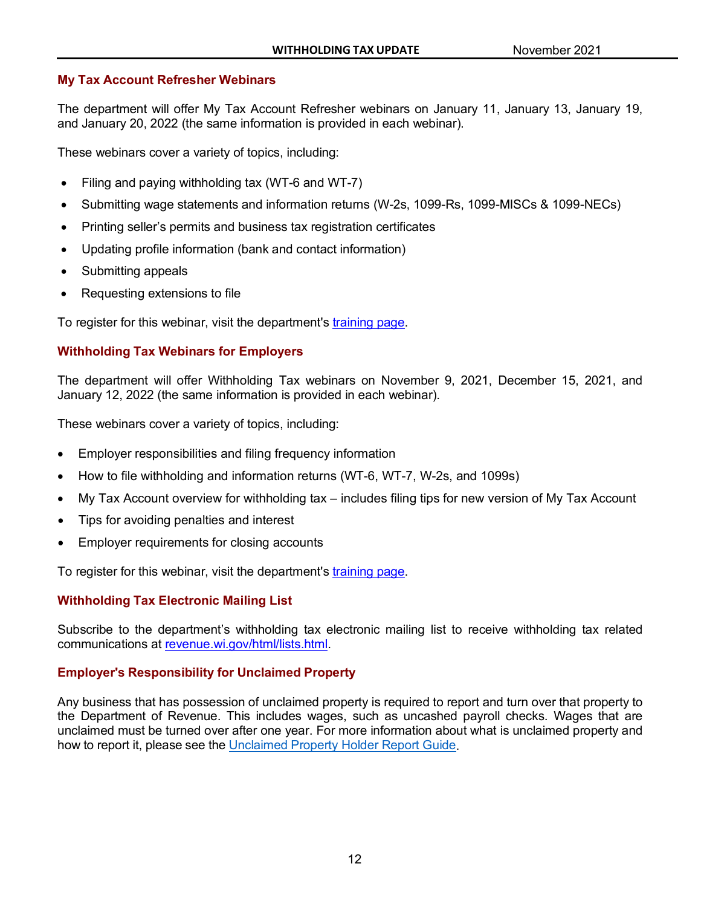## My Tax Account Refresher Webinars

The department will offer My Tax Account Refresher webinars on January 11, January 13, January 19, and January 20, 2022 (the same information is provided in each webinar).

These webinars cover a variety of topics, including:

- Filing and paying withholding tax (WT-6 and WT-7)
- Submitting wage statements and information returns (W-2s, 1099-Rs, 1099-MISCs & 1099-NECs)
- Printing seller's permits and business tax registration certificates
- Updating profile information (bank and contact information)
- Submitting appeals
- Requesting extensions to file

To register for this webinar, visit the department's training page.

## Withholding Tax Webinars for Employers

The department will offer Withholding Tax webinars on November 9, 2021, December 15, 2021, and January 12, 2022 (the same information is provided in each webinar).

These webinars cover a variety of topics, including:

- Employer responsibilities and filing frequency information
- How to file withholding and information returns (WT-6, WT-7, W-2s, and 1099s)
- My Tax Account overview for withholding tax – includes filing tips for new version of My Tax Account
- Tips for avoiding penalties and interest
- Employer requirements for closing accounts

To register for this webinar, visit the department's training page.

## Withholding Tax Electronic Mailing List

Subscribe to the department's withholding tax electronic mailing list to receive withholding tax related communications at revenue.wi.gov/html/lists.html.

## Employer's Responsibility for Unclaimed Property

Any business that has possession of unclaimed property is required to report and turn over that property to the Department of Revenue. This includes wages, such as uncashed payroll checks. Wages that are unclaimed must be turned over after one year. For more information about what is unclaimed property and how to report it, please see the Unclaimed Property Holder Report Guide.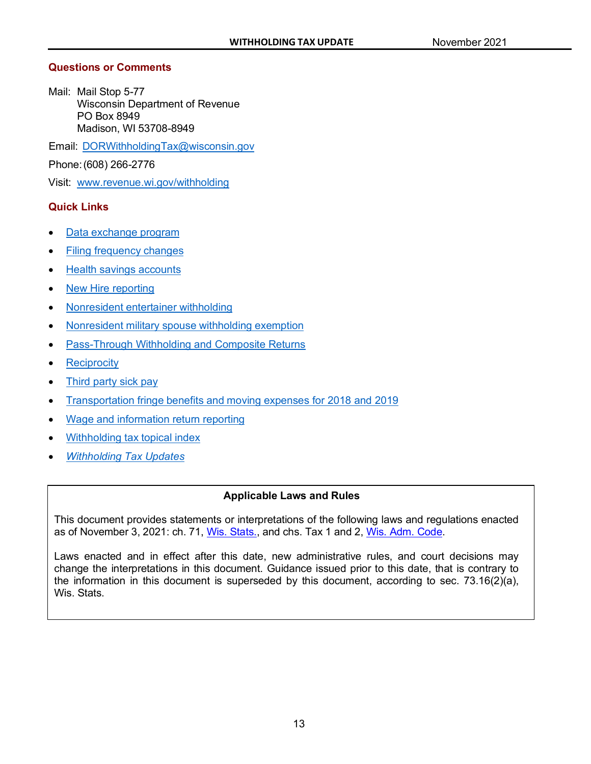## Questions or Comments

Mail: Mail Stop 5-77
Wisconsin Department of Revenue
PO Box 8949
Madison, WI 53708-8949

Email: [DORWithholdingTax@wisconsin.gov](mailto:DORWithholdingTax@wisconsin.gov)

Phone: (608) 266-2776

Visit: [www.revenue.wi.gov/withholding](http://www.revenue.wi.gov/withholding)

## Quick Links

- Data exchange program
- Filing frequency changes
- Health savings accounts
- New Hire reporting
- Nonresident entertainer withholding
- Nonresident military spouse withholding exemption
- Pass-Through Withholding and Composite Returns
- Reciprocity
- Third party sick pay
- Transportation fringe benefits and moving expenses for 2018 and 2019
- Wage and information return reporting
- Withholding tax topical index
- *Withholding Tax Updates*

**Applicable Laws and Rules**

This document provides statements or interpretations of the following laws and regulations enacted as of November 3, 2021: ch. 71, Wis. Stats., and chs. Tax 1 and 2, Wis. Adm. Code.

Laws enacted and in effect after this date, new administrative rules, and court decisions may change the interpretations in this document. Guidance issued prior to this date, that is contrary to the information in this document is superseded by this document, according to sec. 73.16(2)(a), Wis. Stats.